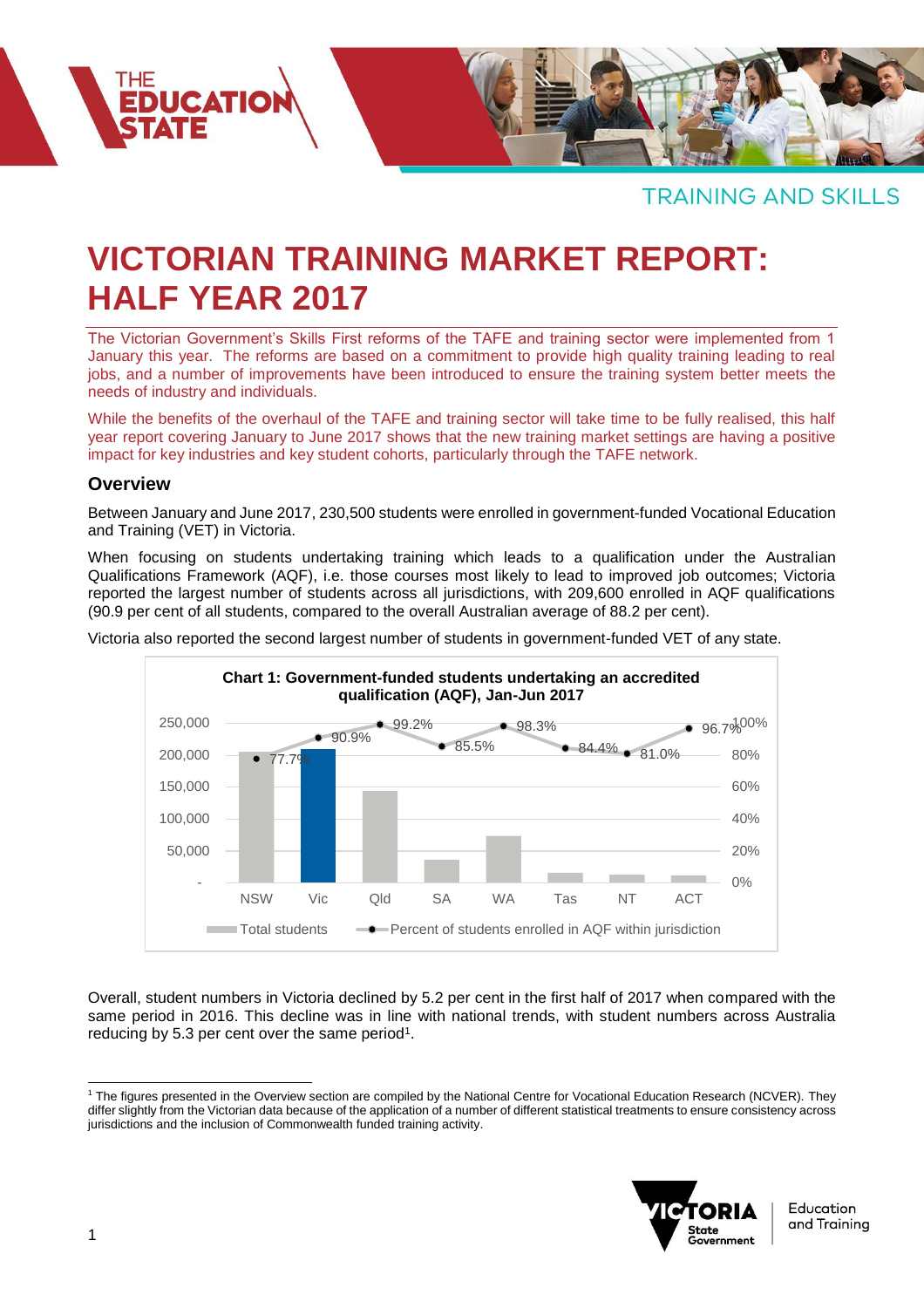TRAINING AND SKILLS

# VICTORIAN TRAINING MARKET REPORT: HALF YEAR 2017

The Victorian Government's Skills First reforms of the TAFE and training sector were implemented from 1 January this year. The reforms are based on a commitment to provide high quality training leading to real jobs, and a number of improvements have been introduced to ensure the training system better meets the needs of industry and individuals.

While the benefits of the overhaul of the TAFE and training sector will take time to be fully realised, this half year report covering January to June 2017 shows that the new training market settings are having a positive impact for key industries and key student cohorts, particularly through the TAFE network.

## Overview

Between January and June 2017, 230,500 students were enrolled in government-funded Vocational Education and Training (VET) in Victoria.

When focusing on students undertaking training which leads to a qualification under the Australian Qualifications Framework (AQF), i.e. those courses most likely to lead to improved job outcomes; Victoria reported the largest number of students across all jurisdictions, with 209,600 enrolled in AQF qualifications (90.9 per cent of all students, compared to the overall Australian average of 88.2 per cent).

Victoria also reported the second largest number of students in government-funded VET of any state.

**Chart 1: Government-funded students undertaking an accredited qualification (AQF), Jan-Jun 2017**

| Jurisdiction | Percent of students enrolled in AQF within jurisdiction |
|---|---|
| NSW | 77.7% |
| Vic | 90.9% |
| Qld | 99.2% |
| SA | 85.5% |
| WA | 98.3% |
| Tas | 84.4% |
| NT | 81.0% |
| ACT | 96.7% |

Legend: Total students; Percent of students enrolled in AQF within jurisdiction

Overall, student numbers in Victoria declined by 5.2 per cent in the first half of 2017 when compared with the same period in 2016. This decline was in line with national trends, with student numbers across Australia reducing by 5.3 per cent over the same period[1].

[1] The figures presented in the Overview section are compiled by the National Centre for Vocational Education Research (NCVER). They differ slightly from the Victorian data because of the application of a number of different statistical treatments to ensure consistency across jurisdictions and the inclusion of Commonwealth funded training activity.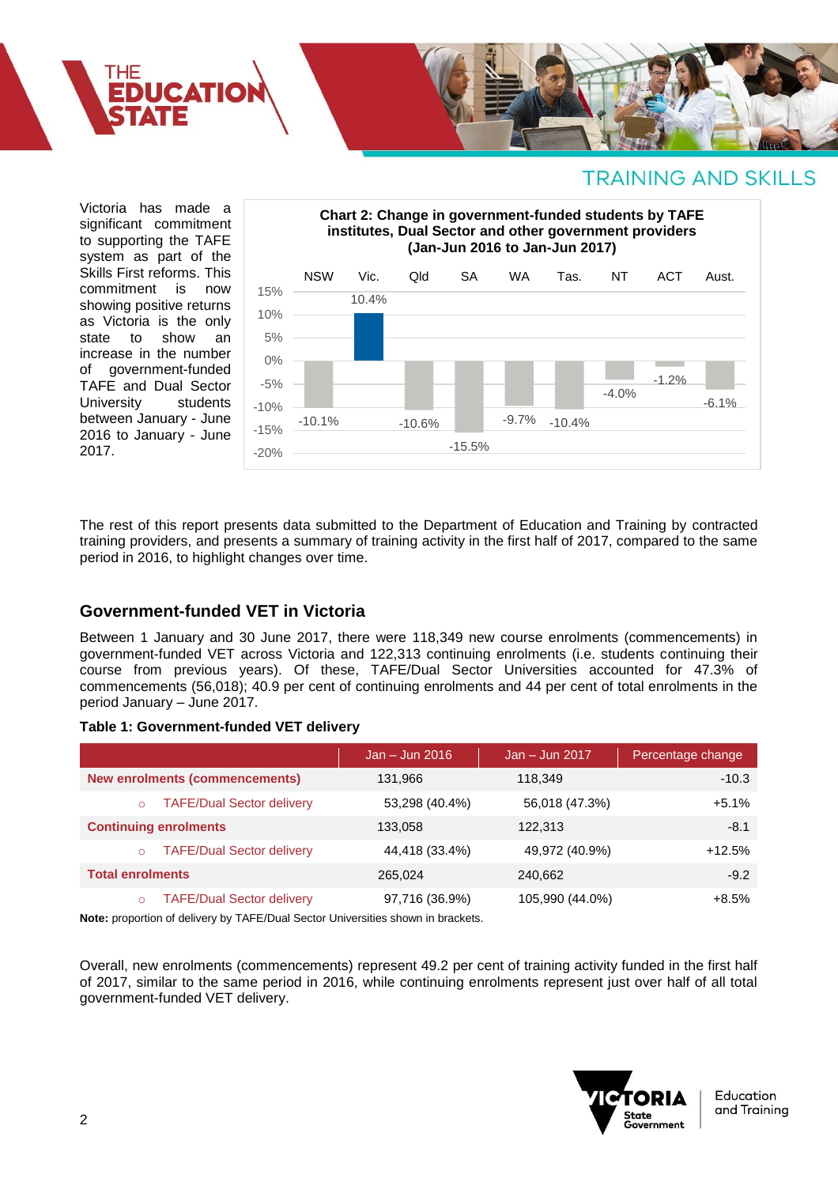TRAINING AND SKILLS

Victoria has made a significant commitment to supporting the TAFE system as part of the Skills First reforms. This commitment is now showing positive returns as Victoria is the only state to show an increase in the number of government-funded TAFE and Dual Sector University students between January - June 2016 to January - June 2017.

**Chart 2: Change in government-funded students by TAFE institutes, Dual Sector and other government providers (Jan-Jun 2016 to Jan-Jun 2017)**

| NSW | Vic. | Qld | SA | WA | Tas. | NT | ACT | Aust. |
|---|---|---|---|---|---|---|---|---|
| -10.1% | 10.4% | -10.6% | -15.5% | -9.7% | -10.4% | -4.0% | -1.2% | -6.1% |

The rest of this report presents data submitted to the Department of Education and Training by contracted training providers, and presents a summary of training activity in the first half of 2017, compared to the same period in 2016, to highlight changes over time.

## Government-funded VET in Victoria

Between 1 January and 30 June 2017, there were 118,349 new course enrolments (commencements) in government-funded VET across Victoria and 122,313 continuing enrolments (i.e. students continuing their course from previous years). Of these, TAFE/Dual Sector Universities accounted for 47.3% of commencements (56,018); 40.9 per cent of continuing enrolments and 44 per cent of total enrolments in the period January – June 2017.

**Table 1: Government-funded VET delivery**

| | Jan – Jun 2016 | Jan – Jun 2017 | Percentage change |
|---|---|---|---|
| **New enrolments (commencements)** | 131,966 | 118,349 | -10.3 |
| ○ TAFE/Dual Sector delivery | 53,298 (40.4%) | 56,018 (47.3%) | +5.1% |
| **Continuing enrolments** | 133,058 | 122,313 | -8.1 |
| ○ TAFE/Dual Sector delivery | 44,418 (33.4%) | 49,972 (40.9%) | +12.5% |
| **Total enrolments** | 265,024 | 240,662 | -9.2 |
| ○ TAFE/Dual Sector delivery | 97,716 (36.9%) | 105,990 (44.0%) | +8.5% |

**Note:** proportion of delivery by TAFE/Dual Sector Universities shown in brackets.

Overall, new enrolments (commencements) represent 49.2 per cent of training activity funded in the first half of 2017, similar to the same period in 2016, while continuing enrolments represent just over half of all total government-funded VET delivery.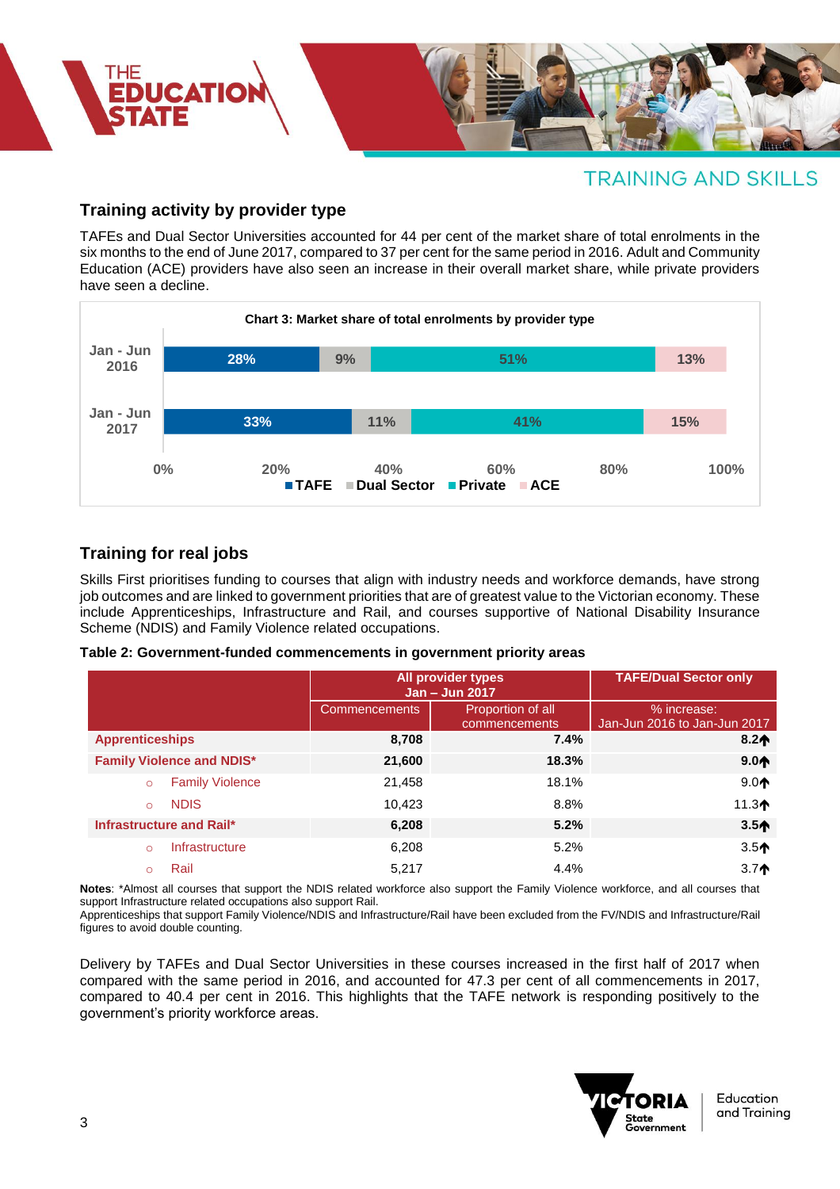TRAINING AND SKILLS

## Training activity by provider type

TAFEs and Dual Sector Universities accounted for 44 per cent of the market share of total enrolments in the six months to the end of June 2017, compared to 37 per cent for the same period in 2016. Adult and Community Education (ACE) providers have also seen an increase in their overall market share, while private providers have seen a decline.

**Chart 3: Market share of total enrolments by provider type**

| | TAFE | Dual Sector | Private | ACE |
|---|---|---|---|---|
| Jan - Jun 2016 | 28% | 9% | 51% | 13% |
| Jan - Jun 2017 | 33% | 11% | 41% | 15% |

## Training for real jobs

Skills First prioritises funding to courses that align with industry needs and workforce demands, have strong job outcomes and are linked to government priorities that are of greatest value to the Victorian economy. These include Apprenticeships, Infrastructure and Rail, and courses supportive of National Disability Insurance Scheme (NDIS) and Family Violence related occupations.

**Table 2: Government-funded commencements in government priority areas**

| | All provider types Jan – Jun 2017 | | TAFE/Dual Sector only |
|---|---|---|---|
| | Commencements | Proportion of all commencements | % increase: Jan-Jun 2016 to Jan-Jun 2017 |
| **Apprenticeships** | **8,708** | **7.4%** | **8.2↑** |
| **Family Violence and NDIS*** | **21,600** | **18.3%** | **9.0↑** |
| ○ Family Violence | 21,458 | 18.1% | 9.0↑ |
| ○ NDIS | 10,423 | 8.8% | 11.3↑ |
| **Infrastructure and Rail*** | **6,208** | **5.2%** | **3.5↑** |
| ○ Infrastructure | 6,208 | 5.2% | 3.5↑ |
| ○ Rail | 5,217 | 4.4% | 3.7↑ |

**Notes**: *Almost all courses that support the NDIS related workforce also support the Family Violence workforce, and all courses that support Infrastructure related occupations also support Rail.
Apprenticeships that support Family Violence/NDIS and Infrastructure/Rail have been excluded from the FV/NDIS and Infrastructure/Rail figures to avoid double counting.

Delivery by TAFEs and Dual Sector Universities in these courses increased in the first half of 2017 when compared with the same period in 2016, and accounted for 47.3 per cent of all commencements in 2017, compared to 40.4 per cent in 2016. This highlights that the TAFE network is responding positively to the government's priority workforce areas.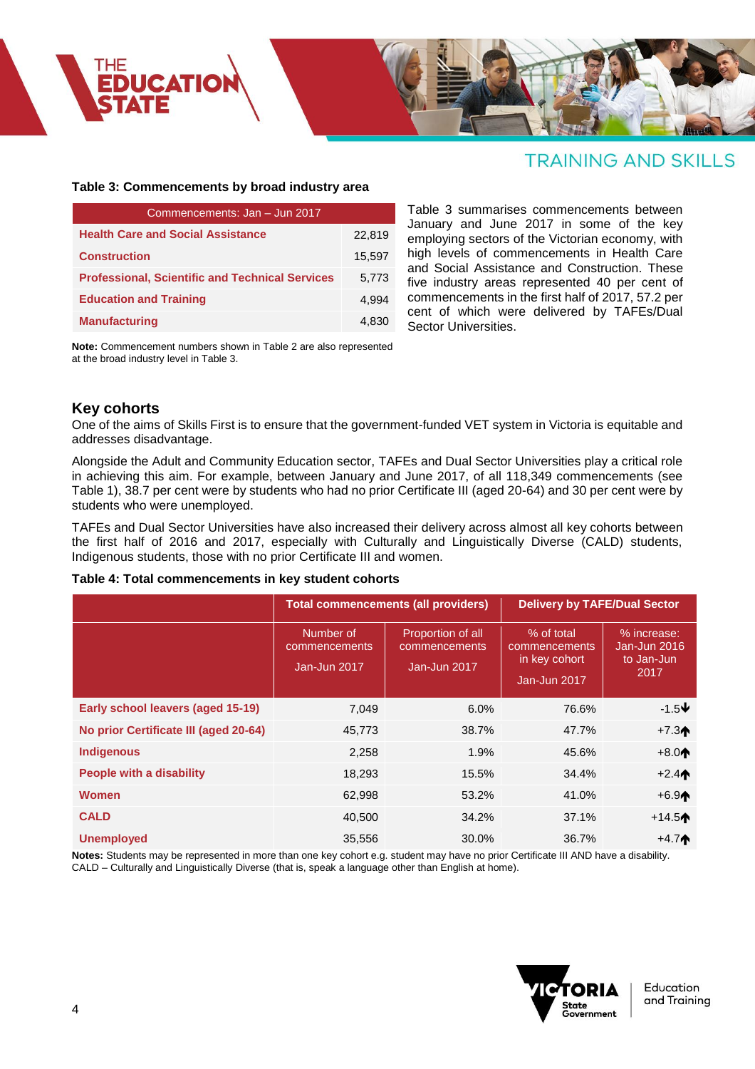## TRAINING AND SKILLS

**Table 3: Commencements by broad industry area**

| Commencements: Jan – Jun 2017 | |
|---|---|
| Health Care and Social Assistance | 22,819 |
| Construction | 15,597 |
| Professional, Scientific and Technical Services | 5,773 |
| Education and Training | 4,994 |
| Manufacturing | 4,830 |

**Note:** Commencement numbers shown in Table 2 are also represented at the broad industry level in Table 3.

Table 3 summarises commencements between January and June 2017 in some of the key employing sectors of the Victorian economy, with high levels of commencements in Health Care and Social Assistance and Construction. These five industry areas represented 40 per cent of commencements in the first half of 2017, 57.2 per cent of which were delivered by TAFEs/Dual Sector Universities.

## Key cohorts

One of the aims of Skills First is to ensure that the government-funded VET system in Victoria is equitable and addresses disadvantage.

Alongside the Adult and Community Education sector, TAFEs and Dual Sector Universities play a critical role in achieving this aim. For example, between January and June 2017, of all 118,349 commencements (see Table 1), 38.7 per cent were by students who had no prior Certificate III (aged 20-64) and 30 per cent were by students who were unemployed.

TAFEs and Dual Sector Universities have also increased their delivery across almost all key cohorts between the first half of 2016 and 2017, especially with Culturally and Linguistically Diverse (CALD) students, Indigenous students, those with no prior Certificate III and women.

**Table 4: Total commencements in key student cohorts**

| | Total commencements (all providers) | | Delivery by TAFE/Dual Sector | |
|---|---|---|---|---|
| | Number of commencements Jan-Jun 2017 | Proportion of all commencements Jan-Jun 2017 | % of total commencements in key cohort Jan-Jun 2017 | % increase: Jan-Jun 2016 to Jan-Jun 2017 |
| Early school leavers (aged 15-19) | 7,049 | 6.0% | 76.6% | -1.5↓ |
| No prior Certificate III (aged 20-64) | 45,773 | 38.7% | 47.7% | +7.3↑ |
| Indigenous | 2,258 | 1.9% | 45.6% | +8.0↑ |
| People with a disability | 18,293 | 15.5% | 34.4% | +2.4↑ |
| Women | 62,998 | 53.2% | 41.0% | +6.9↑ |
| CALD | 40,500 | 34.2% | 37.1% | +14.5↑ |
| Unemployed | 35,556 | 30.0% | 36.7% | +4.7↑ |

**Notes:** Students may be represented in more than one key cohort e.g. student may have no prior Certificate III AND have a disability.
CALD – Culturally and Linguistically Diverse (that is, speak a language other than English at home).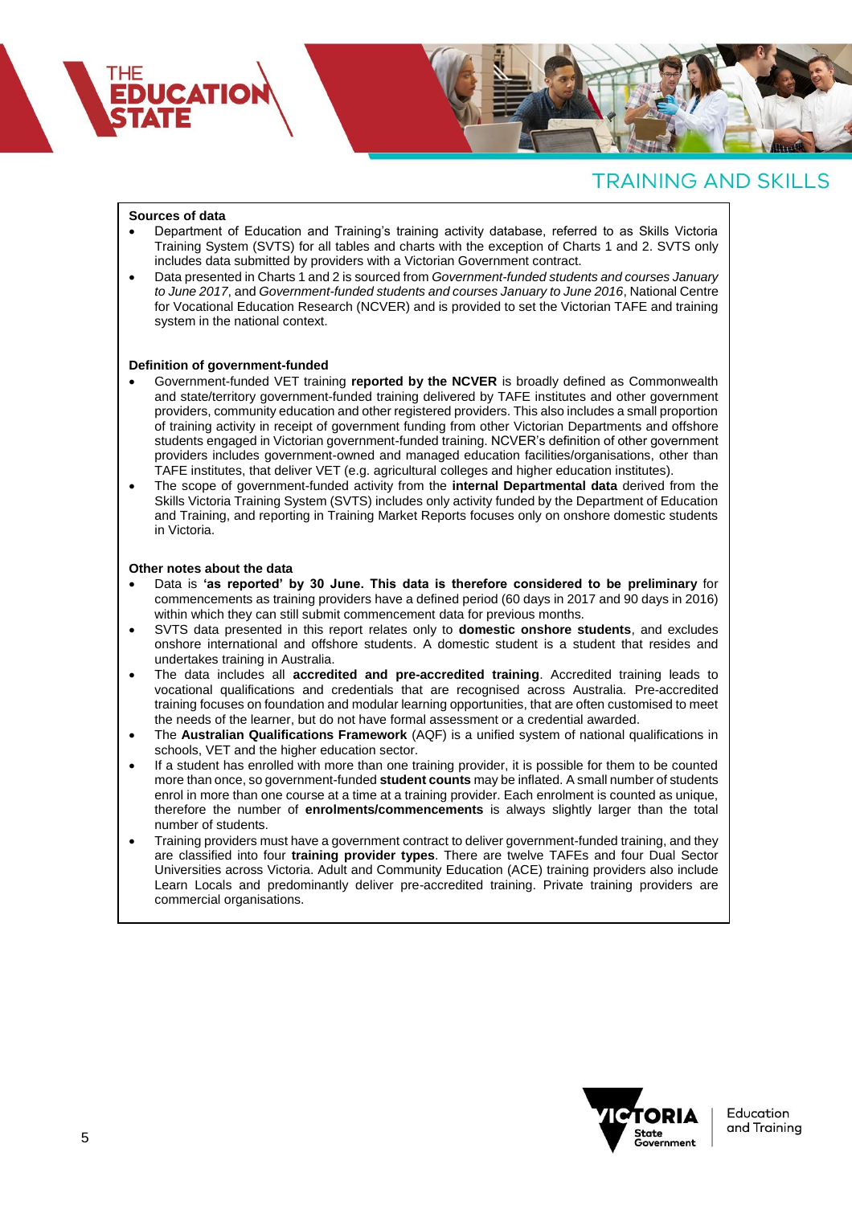## TRAINING AND SKILLS

**Sources of data**

- Department of Education and Training's training activity database, referred to as Skills Victoria Training System (SVTS) for all tables and charts with the exception of Charts 1 and 2. SVTS only includes data submitted by providers with a Victorian Government contract.
- Data presented in Charts 1 and 2 is sourced from *Government-funded students and courses January to June 2017*, and *Government-funded students and courses January to June 2016*, National Centre for Vocational Education Research (NCVER) and is provided to set the Victorian TAFE and training system in the national context.

**Definition of government-funded**

- Government-funded VET training **reported by the NCVER** is broadly defined as Commonwealth and state/territory government-funded training delivered by TAFE institutes and other government providers, community education and other registered providers. This also includes a small proportion of training activity in receipt of government funding from other Victorian Departments and offshore students engaged in Victorian government-funded training. NCVER's definition of other government providers includes government-owned and managed education facilities/organisations, other than TAFE institutes, that deliver VET (e.g. agricultural colleges and higher education institutes).
- The scope of government-funded activity from the **internal Departmental data** derived from the Skills Victoria Training System (SVTS) includes only activity funded by the Department of Education and Training, and reporting in Training Market Reports focuses only on onshore domestic students in Victoria.

**Other notes about the data**

- Data is **'as reported' by 30 June. This data is therefore considered to be preliminary** for commencements as training providers have a defined period (60 days in 2017 and 90 days in 2016) within which they can still submit commencement data for previous months.
- SVTS data presented in this report relates only to **domestic onshore students**, and excludes onshore international and offshore students. A domestic student is a student that resides and undertakes training in Australia.
- The data includes all **accredited and pre-accredited training**. Accredited training leads to vocational qualifications and credentials that are recognised across Australia. Pre-accredited training focuses on foundation and modular learning opportunities, that are often customised to meet the needs of the learner, but do not have formal assessment or a credential awarded.
- The **Australian Qualifications Framework** (AQF) is a unified system of national qualifications in schools, VET and the higher education sector.
- If a student has enrolled with more than one training provider, it is possible for them to be counted more than once, so government-funded **student counts** may be inflated. A small number of students enrol in more than one course at a time at a training provider. Each enrolment is counted as unique, therefore the number of **enrolments/commencements** is always slightly larger than the total number of students.
- Training providers must have a government contract to deliver government-funded training, and they are classified into four **training provider types**. There are twelve TAFEs and four Dual Sector Universities across Victoria. Adult and Community Education (ACE) training providers also include Learn Locals and predominantly deliver pre-accredited training. Private training providers are commercial organisations.